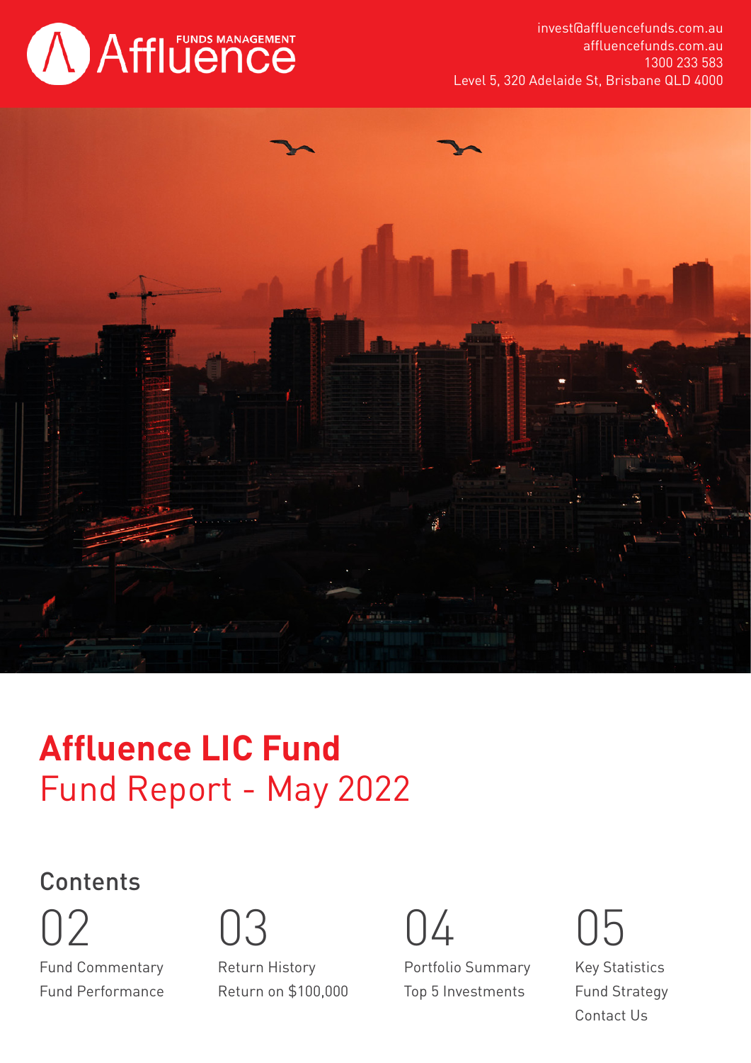Affluence FUNDS MANAGEMENT

invest@affluencefunds.com.au
affluencefunds.com.au
1300 233 583
Level 5, 320 Adelaide St, Brisbane QLD 4000

# Affluence LIC Fund

## Fund Report - May 2022

### Contents

02
Fund Commentary
Fund Performance

03
Return History
Return on $100,000

04
Portfolio Summary
Top 5 Investments

05
Key Statistics
Fund Strategy
Contact Us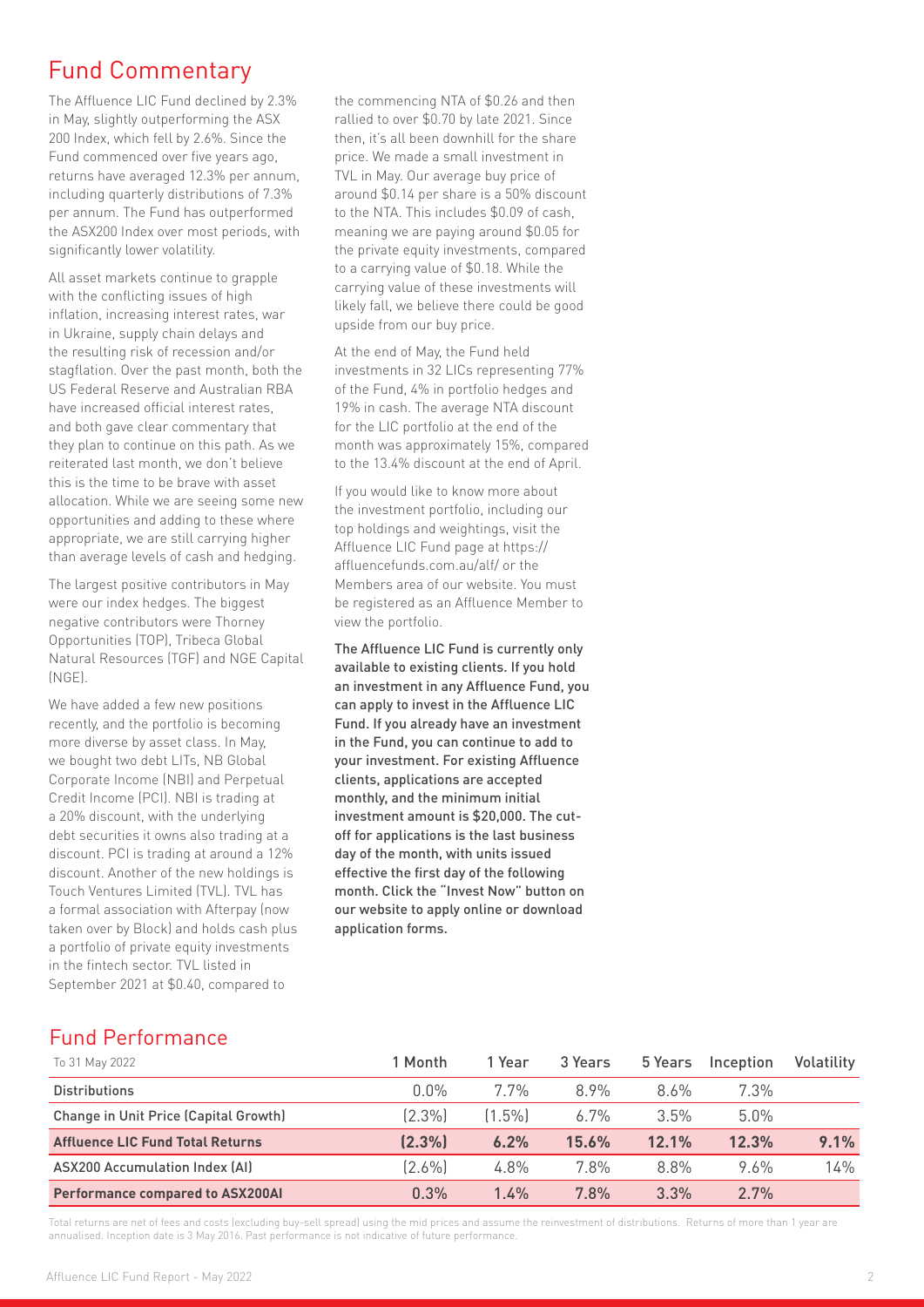## Fund Commentary

The Affluence LIC Fund declined by 2.3% in May, slightly outperforming the ASX 200 Index, which fell by 2.6%. Since the Fund commenced over five years ago, returns have averaged 12.3% per annum, including quarterly distributions of 7.3% per annum. The Fund has outperformed the ASX200 Index over most periods, with significantly lower volatility.

All asset markets continue to grapple with the conflicting issues of high inflation, increasing interest rates, war in Ukraine, supply chain delays and the resulting risk of recession and/or stagflation. Over the past month, both the US Federal Reserve and Australian RBA have increased official interest rates, and both gave clear commentary that they plan to continue on this path. As we reiterated last month, we don't believe this is the time to be brave with asset allocation. While we are seeing some new opportunities and adding to these where appropriate, we are still carrying higher than average levels of cash and hedging.

The largest positive contributors in May were our index hedges. The biggest negative contributors were Thorney Opportunities (TOP), Tribeca Global Natural Resources (TGF) and NGE Capital (NGE).

We have added a few new positions recently, and the portfolio is becoming more diverse by asset class. In May, we bought two debt LITs, NB Global Corporate Income (NBI) and Perpetual Credit Income (PCI). NBI is trading at a 20% discount, with the underlying debt securities it owns also trading at a discount. PCI is trading at around a 12% discount. Another of the new holdings is Touch Ventures Limited (TVL). TVL has a formal association with Afterpay (now taken over by Block) and holds cash plus a portfolio of private equity investments in the fintech sector. TVL listed in September 2021 at $0.40, compared to the commencing NTA of $0.26 and then rallied to over $0.70 by late 2021. Since then, it's all been downhill for the share price. We made a small investment in TVL in May. Our average buy price of around $0.14 per share is a 50% discount to the NTA. This includes $0.09 of cash, meaning we are paying around $0.05 for the private equity investments, compared to a carrying value of $0.18. While the carrying value of these investments will likely fall, we believe there could be good upside from our buy price.

At the end of May, the Fund held investments in 32 LICs representing 77% of the Fund, 4% in portfolio hedges and 19% in cash. The average NTA discount for the LIC portfolio at the end of the month was approximately 15%, compared to the 13.4% discount at the end of April.

If you would like to know more about the investment portfolio, including our top holdings and weightings, visit the Affluence LIC Fund page at https://affluencefunds.com.au/alf/ or the Members area of our website. You must be registered as an Affluence Member to view the portfolio.

The Affluence LIC Fund is currently only available to existing clients. If you hold an investment in any Affluence Fund, you can apply to invest in the Affluence LIC Fund. If you already have an investment in the Fund, you can continue to add to your investment. For existing Affluence clients, applications are accepted monthly, and the minimum initial investment amount is $20,000. The cut-off for applications is the last business day of the month, with units issued effective the first day of the following month. Click the "Invest Now" button on our website to apply online or download application forms.

## Fund Performance

| To 31 May 2022 | 1 Month | 1 Year | 3 Years | 5 Years | Inception | Volatility |
|---|---|---|---|---|---|---|
| Distributions | 0.0% | 7.7% | 8.9% | 8.6% | 7.3% | |
| Change in Unit Price (Capital Growth) | (2.3%) | (1.5%) | 6.7% | 3.5% | 5.0% | |
| **Affluence LIC Fund Total Returns** | **(2.3%)** | **6.2%** | **15.6%** | **12.1%** | **12.3%** | **9.1%** |
| ASX200 Accumulation Index (AI) | (2.6%) | 4.8% | 7.8% | 8.8% | 9.6% | 14% |
| **Performance compared to ASX200AI** | **0.3%** | **1.4%** | **7.8%** | **3.3%** | **2.7%** | |

Total returns are net of fees and costs (excluding buy-sell spread) using the mid prices and assume the reinvestment of distributions. Returns of more than 1 year are annualised. Inception date is 3 May 2016. Past performance is not indicative of future performance.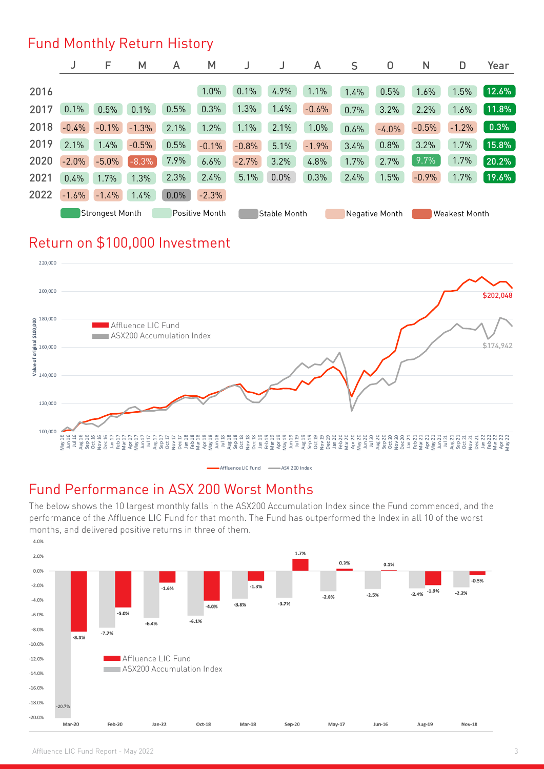## Fund Monthly Return History

| | J | F | M | A | M | J | J | A | S | O | N | D | Year |
|---|---|---|---|---|---|---|---|---|---|---|---|---|---|
| 2016 | | | | | 1.0% | 0.1% | 4.9% | 1.1% | 1.4% | 0.5% | 1.6% | 1.5% | 12.6% |
| 2017 | 0.1% | 0.5% | 0.1% | 0.5% | 0.3% | 1.3% | 1.4% | -0.6% | 0.7% | 3.2% | 2.2% | 1.6% | 11.8% |
| 2018 | -0.4% | -0.1% | -1.3% | 2.1% | 1.2% | 1.1% | 2.1% | 1.0% | 0.6% | -4.0% | -0.5% | -1.2% | 0.3% |
| 2019 | 2.1% | 1.4% | -0.5% | 0.5% | -0.1% | -0.8% | 5.1% | -1.9% | 3.4% | 0.8% | 3.2% | 1.7% | 15.8% |
| 2020 | -2.0% | -5.0% | -8.3% | 7.9% | 6.6% | -2.7% | 3.2% | 4.8% | 1.7% | 2.7% | 9.7% | 1.7% | 20.2% |
| 2021 | 0.4% | 1.7% | 1.3% | 2.3% | 2.4% | 5.1% | 0.0% | 0.3% | 2.4% | 1.5% | -0.9% | 1.7% | 19.6% |
| 2022 | -1.6% | -1.4% | 1.4% | 0.0% | -2.3% | | | | | | | | |

Strongest Month | Positive Month | Stable Month | Negative Month | Weakest Month

## Return on $100,000 Investment

Affluence LIC Fund: $202,048

ASX200 Accumulation Index: $174,942

## Fund Performance in ASX 200 Worst Months

The below shows the 10 largest monthly falls in the ASX200 Accumulation Index since the Fund commenced, and the performance of the Affluence LIC Fund for that month. The Fund has outperformed the Index in all 10 of the worst months, and delivered positive returns in three of them.

| Month | Affluence LIC Fund | ASX200 Accumulation Index |
|---|---|---|
| Mar-20 | -8.3% | -20.7% |
| Feb-20 | -5.0% | -7.7% |
| Jan-22 | -1.6% | -6.4% |
| Oct-18 | -4.0% | -6.1% |
| Mar-18 | -1.3% | -3.8% |
| Sep-20 | 1.7% | -3.7% |
| May-17 | 0.3% | -2.8% |
| Jun-16 | 0.1% | -2.5% |
| Aug-19 | -1.9% | -2.4% |
| Nov-18 | -0.5% | -2.2% |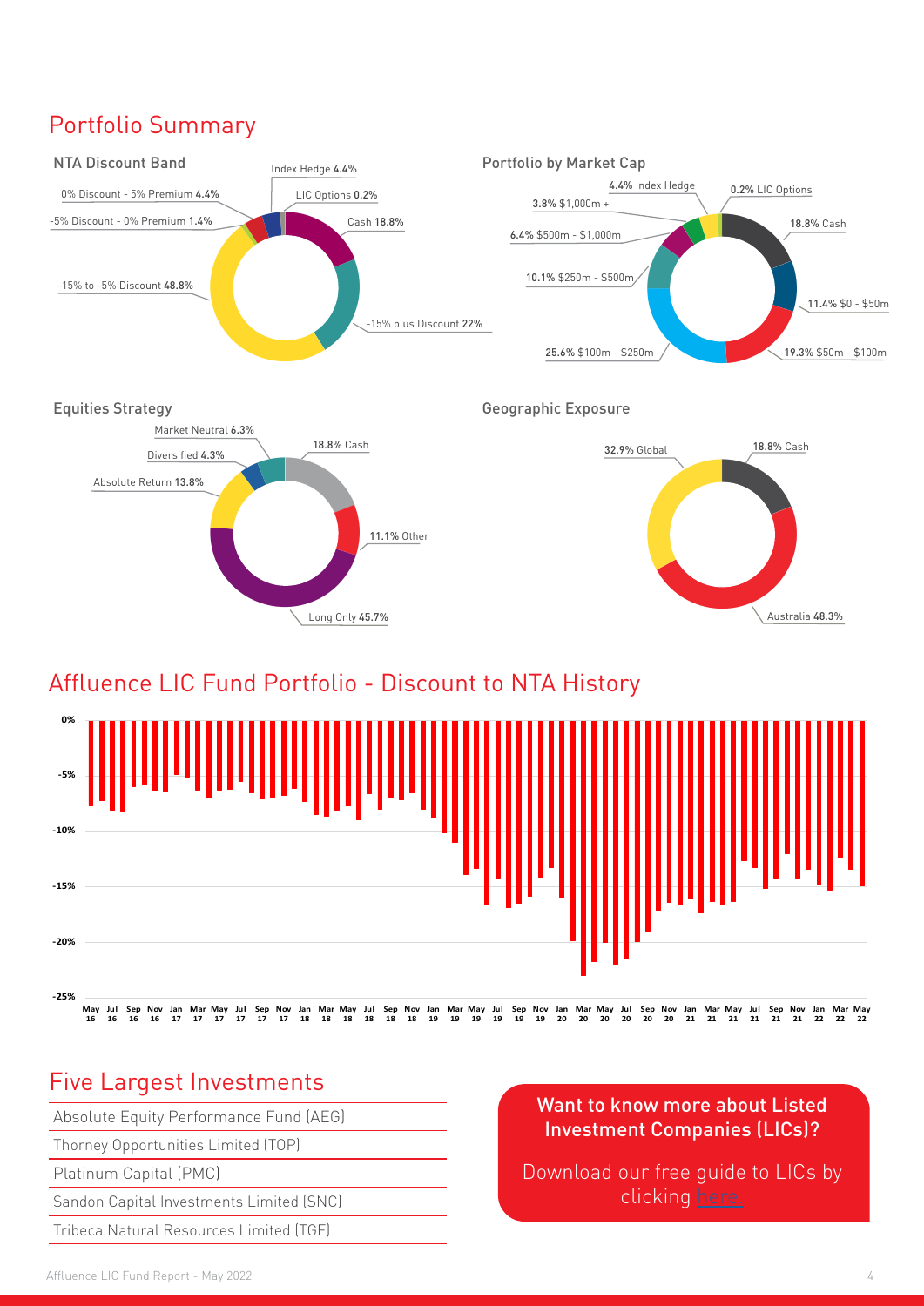## Portfolio Summary

### NTA Discount Band

- Index Hedge 4.4%
- LIC Options 0.2%
- Cash 18.8%
- -15% plus Discount 22%
- -15% to -5% Discount 48.8%
- -5% Discount - 0% Premium 1.4%
- 0% Discount - 5% Premium 4.4%

### Portfolio by Market Cap

- 4.4% Index Hedge
- 0.2% LIC Options
- 18.8% Cash
- 11.4% $0 - $50m
- 19.3% $50m - $100m
- 25.6% $100m - $250m
- 10.1% $250m - $500m
- 6.4% $500m - $1,000m
- 3.8% $1,000m +

### Equities Strategy

- Market Neutral 6.3%
- Diversified 4.3%
- Absolute Return 13.8%
- 18.8% Cash
- 11.1% Other
- Long Only 45.7%

### Geographic Exposure

- 32.9% Global
- 18.8% Cash
- Australia 48.3%

## Affluence LIC Fund Portfolio - Discount to NTA History

## Five Largest Investments

| |
|---|
| Absolute Equity Performance Fund (AEG) |
| Thorney Opportunities Limited (TOP) |
| Platinum Capital (PMC) |
| Sandon Capital Investments Limited (SNC) |
| Tribeca Natural Resources Limited (TGF) |

**Want to know more about Listed Investment Companies (LICs)?**

Download our free guide to LICs by clicking here.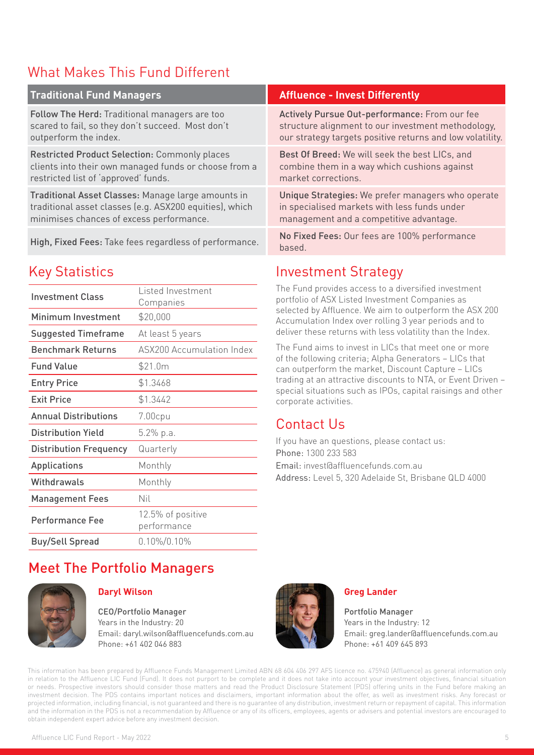## What Makes This Fund Different

| Traditional Fund Managers | Affluence - Invest Differently |
|---|---|
| **Follow The Herd:** Traditional managers are too scared to fail, so they don't succeed. Most don't outperform the index. | **Actively Pursue Out-performance:** From our fee structure alignment to our investment methodology, our strategy targets positive returns and low volatility. |
| **Restricted Product Selection:** Commonly places clients into their own managed funds or choose from a restricted list of 'approved' funds. | **Best Of Breed:** We will seek the best LICs, and combine them in a way which cushions against market corrections. |
| **Traditional Asset Classes:** Manage large amounts in traditional asset classes (e.g. ASX200 equities), which minimises chances of excess performance. | **Unique Strategies:** We prefer managers who operate in specialised markets with less funds under management and a competitive advantage. |
| **High, Fixed Fees:** Take fees regardless of performance. | **No Fixed Fees:** Our fees are 100% performance based. |

## Key Statistics

| | |
|---|---|
| Investment Class | Listed Investment Companies |
| Minimum Investment | $20,000 |
| Suggested Timeframe | At least 5 years |
| Benchmark Returns | ASX200 Accumulation Index |
| Fund Value | $21.0m |
| Entry Price | $1.3468 |
| Exit Price | $1.3442 |
| Annual Distributions | 7.00cpu |
| Distribution Yield | 5.2% p.a. |
| Distribution Frequency | Quarterly |
| Applications | Monthly |
| Withdrawals | Monthly |
| Management Fees | Nil |
| Performance Fee | 12.5% of positive performance |
| Buy/Sell Spread | 0.10%/0.10% |

## Investment Strategy

The Fund provides access to a diversified investment portfolio of ASX Listed Investment Companies as selected by Affluence. We aim to outperform the ASX 200 Accumulation Index over rolling 3 year periods and to deliver these returns with less volatility than the Index.

The Fund aims to invest in LICs that meet one or more of the following criteria; Alpha Generators – LICs that can outperform the market, Discount Capture – LICs trading at an attractive discounts to NTA, or Event Driven – special situations such as IPOs, capital raisings and other corporate activities.

## Contact Us

If you have an questions, please contact us:
Phone: 1300 233 583
Email: invest@affluencefunds.com.au
Address: Level 5, 320 Adelaide St, Brisbane QLD 4000

## Meet The Portfolio Managers

**Daryl Wilson**

CEO/Portfolio Manager
Years in the Industry: 20
Email: daryl.wilson@affluencefunds.com.au
Phone: +61 402 046 883

**Greg Lander**

Portfolio Manager
Years in the Industry: 12
Email: greg.lander@affluencefunds.com.au
Phone: +61 409 645 893

This information has been prepared by Affluence Funds Management Limited ABN 68 604 406 297 AFS licence no. 475940 (Affluence) as general information only in relation to the Affluence LIC Fund (Fund). It does not purport to be complete and it does not take into account your investment objectives, financial situation or needs. Prospective investors should consider those matters and read the Product Disclosure Statement (PDS) offering units in the Fund before making an investment decision. The PDS contains important notices and disclaimers, important information about the offer, as well as investment risks. Any forecast or projected information, including financial, is not guaranteed and there is no guarantee of any distribution, investment return or repayment of capital. This information and the information in the PDS is not a recommendation by Affluence or any of its officers, employees, agents or advisers and potential investors are encouraged to obtain independent expert advice before any investment decision.